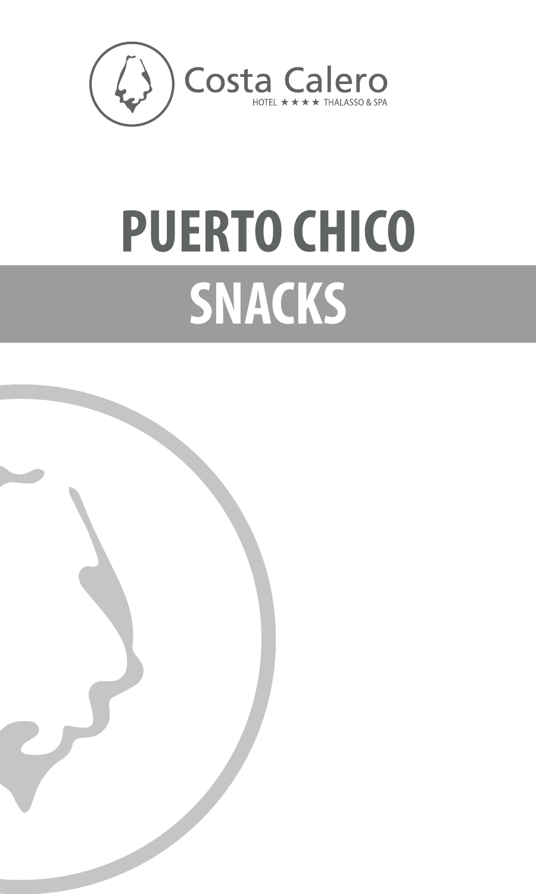Costa Calero

HOTEL ★★★★ THALASSO & SPA

# PUERTO CHICO

## SNACKS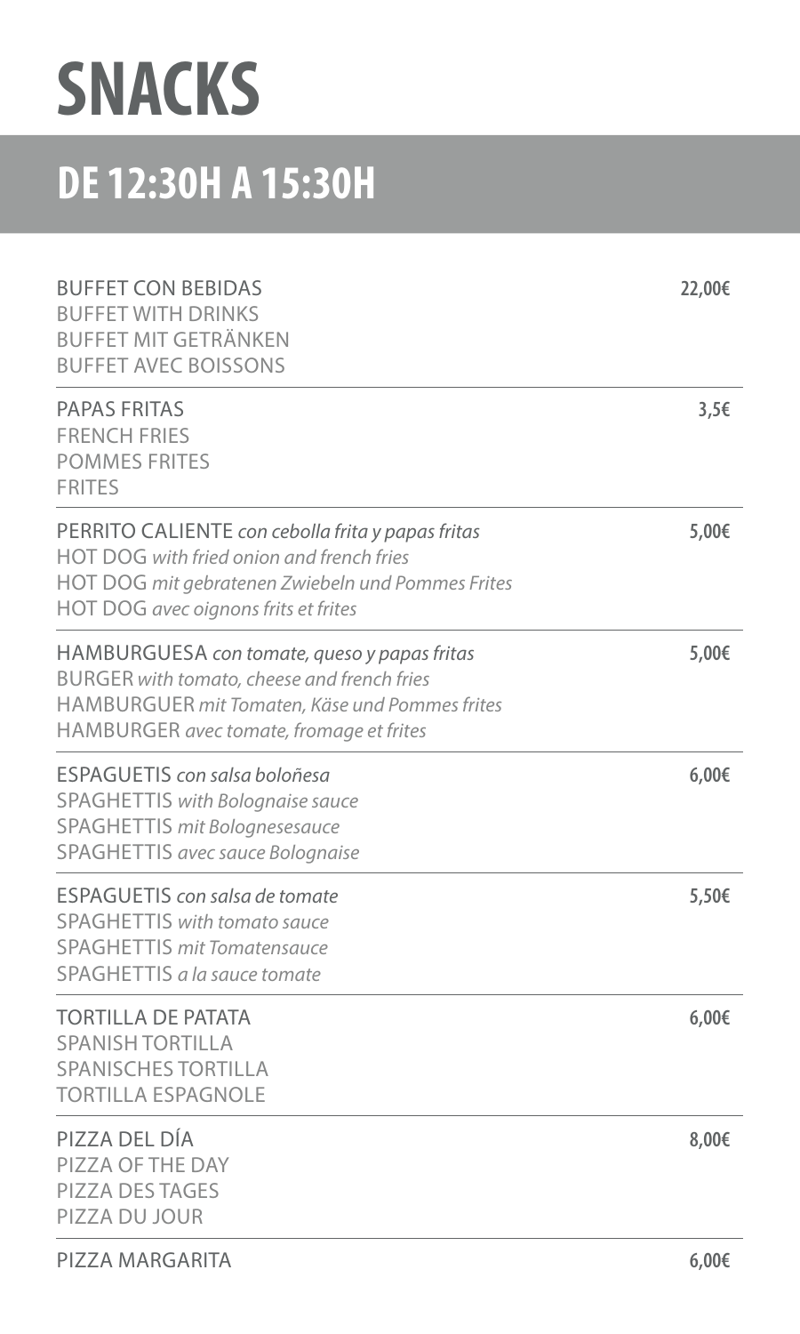# SNACKS

## DE 12:30H A 15:30H

| | |
|---|---|
| BUFFET CON BEBIDAS<br>BUFFET WITH DRINKS<br>BUFFET MIT GETRÄNKEN<br>BUFFET AVEC BOISSONS | **22,00€** |
| PAPAS FRITAS<br>FRENCH FRIES<br>POMMES FRITES<br>FRITES | **3,5€** |
| PERRITO CALIENTE *con cebolla frita y papas fritas*<br>HOT DOG *with fried onion and french fries*<br>HOT DOG *mit gebratenen Zwiebeln und Pommes Frites*<br>HOT DOG *avec oignons frits et frites* | **5,00€** |
| HAMBURGUESA *con tomate, queso y papas fritas*<br>BURGER *with tomato, cheese and french fries*<br>HAMBURGUER *mit Tomaten, Käse und Pommes frites*<br>HAMBURGER *avec tomate, fromage et frites* | **5,00€** |
| ESPAGUETIS *con salsa boloñesa*<br>SPAGHETTIS *with Bolognaise sauce*<br>SPAGHETTIS *mit Bolognesesauce*<br>SPAGHETTIS *avec sauce Bolognaise* | **6,00€** |
| ESPAGUETIS *con salsa de tomate*<br>SPAGHETTIS *with tomato sauce*<br>SPAGHETTIS *mit Tomatensauce*<br>SPAGHETTIS *a la sauce tomate* | **5,50€** |
| TORTILLA DE PATATA<br>SPANISH TORTILLA<br>SPANISCHES TORTILLA<br>TORTILLA ESPAGNOLE | **6,00€** |
| PIZZA DEL DÍA<br>PIZZA OF THE DAY<br>PIZZA DES TAGES<br>PIZZA DU JOUR | **8,00€** |
| PIZZA MARGARITA | **6,00€** |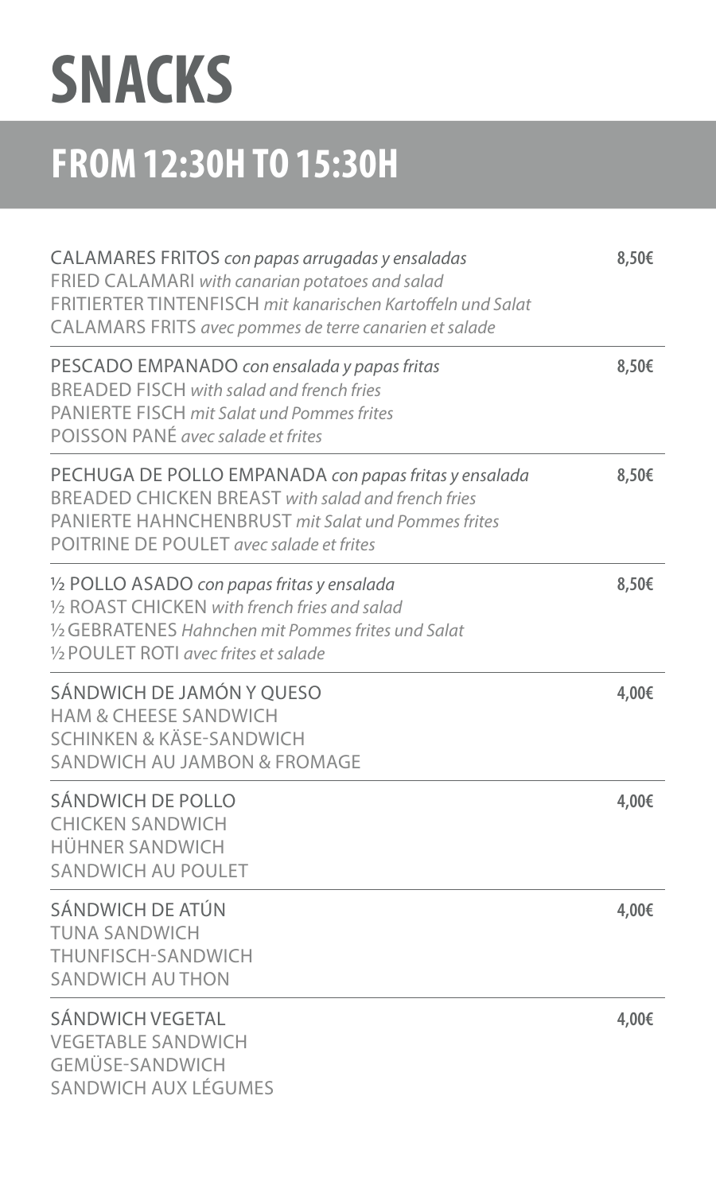# SNACKS

## FROM 12:30H TO 15:30H

| | |
|---|---|
| CALAMARES FRITOS *con papas arrugadas y ensaladas*<br>FRIED CALAMARI *with canarian potatoes and salad*<br>FRITIERTER TINTENFISCH *mit kanarischen Kartoffeln und Salat*<br>CALAMARS FRITS *avec pommes de terre canarien et salade* | **8,50€** |
| PESCADO EMPANADO *con ensalada y papas fritas*<br>BREADED FISCH *with salad and french fries*<br>PANIERTE FISCH *mit Salat und Pommes frites*<br>POISSON PANÉ *avec salade et frites* | **8,50€** |
| PECHUGA DE POLLO EMPANADA *con papas fritas y ensalada*<br>BREADED CHICKEN BREAST *with salad and french fries*<br>PANIERTE HAHNCHENBRUST *mit Salat und Pommes frites*<br>POITRINE DE POULET *avec salade et frites* | **8,50€** |
| ½ POLLO ASADO *con papas fritas y ensalada*<br>½ ROAST CHICKEN *with french fries and salad*<br>½ GEBRATENES *Hahnchen mit Pommes frites und Salat*<br>½ POULET ROTI *avec frites et salade* | **8,50€** |
| SÁNDWICH DE JAMÓN Y QUESO<br>HAM & CHEESE SANDWICH<br>SCHINKEN & KÄSE-SANDWICH<br>SANDWICH AU JAMBON & FROMAGE | **4,00€** |
| SÁNDWICH DE POLLO<br>CHICKEN SANDWICH<br>HÜHNER SANDWICH<br>SANDWICH AU POULET | **4,00€** |
| SÁNDWICH DE ATÚN<br>TUNA SANDWICH<br>THUNFISCH-SANDWICH<br>SANDWICH AU THON | **4,00€** |
| SÁNDWICH VEGETAL<br>VEGETABLE SANDWICH<br>GEMÜSE-SANDWICH<br>SANDWICH AUX LÉGUMES | **4,00€** |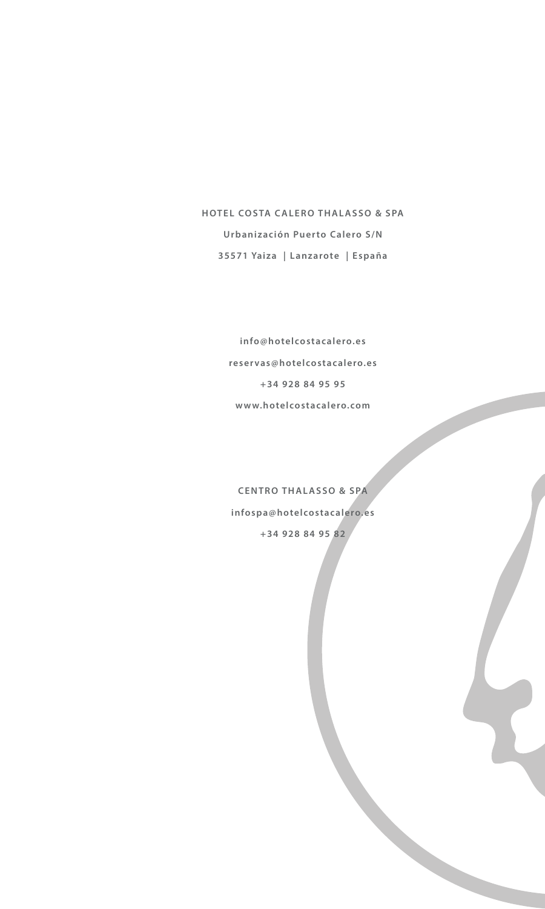**HOTEL COSTA CALERO THALASSO & SPA**

Urbanización Puerto Calero S/N

35571 Yaiza | Lanzarote | España

info@hotelcostacalero.es

reservas@hotelcostacalero.es

+34 928 84 95 95

www.hotelcostacalero.com

**CENTRO THALASSO & SPA**

infospa@hotelcostacalero.es

+34 928 84 95 82